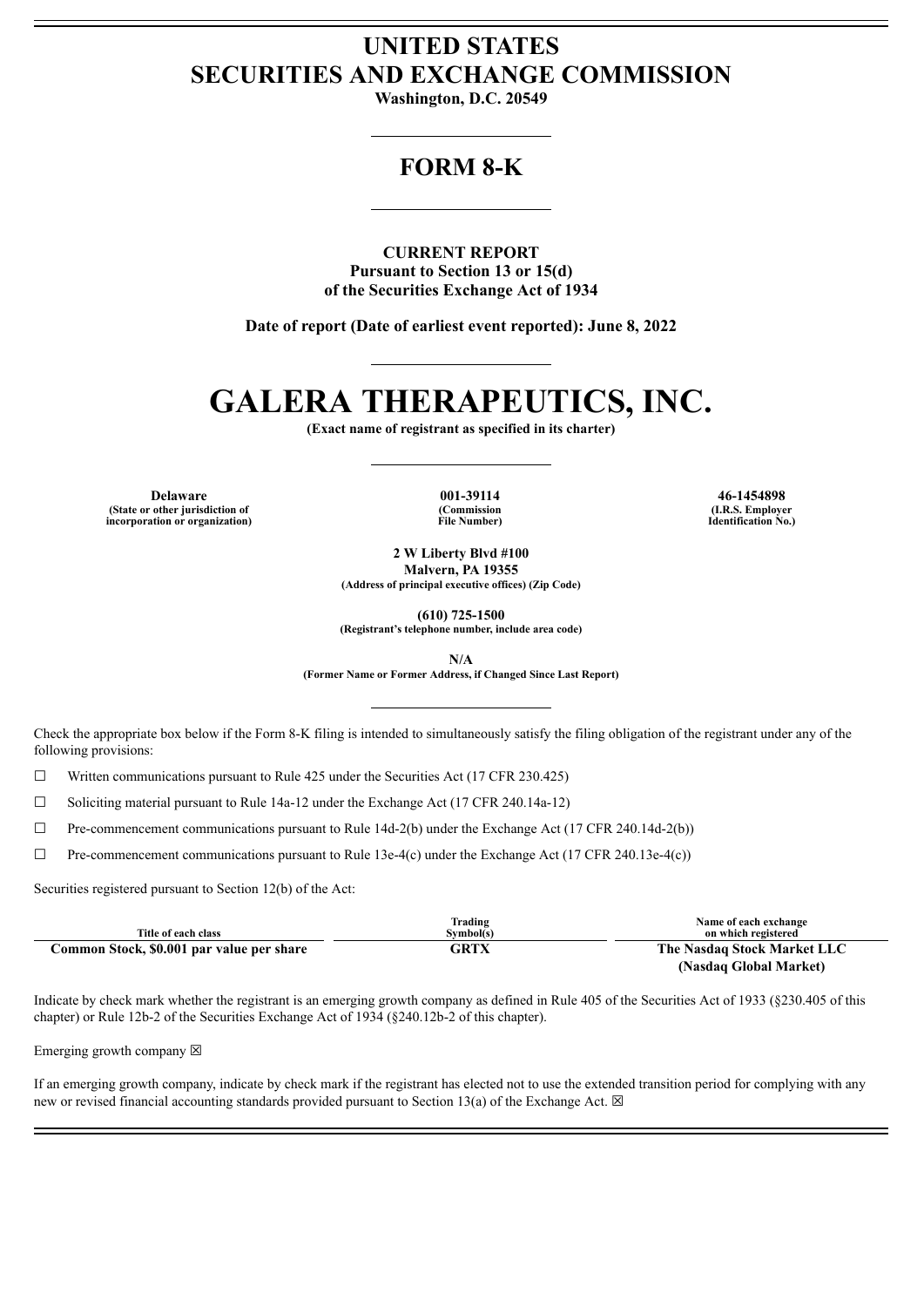# UNITED STATES
# SECURITIES AND EXCHANGE COMMISSION

**Washington, D.C. 20549**

## FORM 8-K

**CURRENT REPORT**
**Pursuant to Section 13 or 15(d)**
**of the Securities Exchange Act of 1934**

**Date of report (Date of earliest event reported): June 8, 2022**

# GALERA THERAPEUTICS, INC.

**(Exact name of registrant as specified in its charter)**

| Delaware | 001-39114 | 46-1454898 |
|---|---|---|
| (State or other jurisdiction of incorporation or organization) | (Commission File Number) | (I.R.S. Employer Identification No.) |

**2 W Liberty Blvd #100**
**Malvern, PA 19355**
**(Address of principal executive offices) (Zip Code)**

**(610) 725-1500**
**(Registrant's telephone number, include area code)**

**N/A**
**(Former Name or Former Address, if Changed Since Last Report)**

Check the appropriate box below if the Form 8-K filing is intended to simultaneously satisfy the filing obligation of the registrant under any of the following provisions:

☐ Written communications pursuant to Rule 425 under the Securities Act (17 CFR 230.425)

☐ Soliciting material pursuant to Rule 14a-12 under the Exchange Act (17 CFR 240.14a-12)

☐ Pre-commencement communications pursuant to Rule 14d-2(b) under the Exchange Act (17 CFR 240.14d-2(b))

☐ Pre-commencement communications pursuant to Rule 13e-4(c) under the Exchange Act (17 CFR 240.13e-4(c))

Securities registered pursuant to Section 12(b) of the Act:

| Title of each class | Trading Symbol(s) | Name of each exchange on which registered |
|---|---|---|
| **Common Stock, $0.001 par value per share** | **GRTX** | **The Nasdaq Stock Market LLC (Nasdaq Global Market)** |

Indicate by check mark whether the registrant is an emerging growth company as defined in Rule 405 of the Securities Act of 1933 (§230.405 of this chapter) or Rule 12b-2 of the Securities Exchange Act of 1934 (§240.12b-2 of this chapter).

Emerging growth company ☒

If an emerging growth company, indicate by check mark if the registrant has elected not to use the extended transition period for complying with any new or revised financial accounting standards provided pursuant to Section 13(a) of the Exchange Act. ☒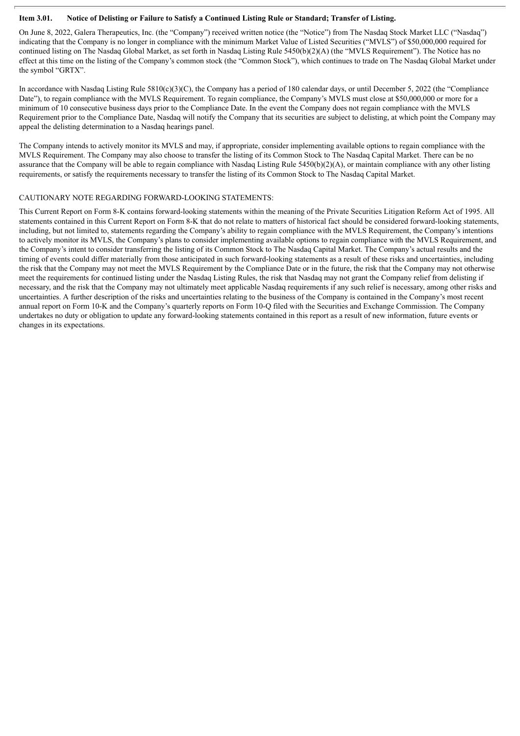**Item 3.01. Notice of Delisting or Failure to Satisfy a Continued Listing Rule or Standard; Transfer of Listing.**

On June 8, 2022, Galera Therapeutics, Inc. (the "Company") received written notice (the "Notice") from The Nasdaq Stock Market LLC ("Nasdaq") indicating that the Company is no longer in compliance with the minimum Market Value of Listed Securities ("MVLS") of $50,000,000 required for continued listing on The Nasdaq Global Market, as set forth in Nasdaq Listing Rule 5450(b)(2)(A) (the "MVLS Requirement"). The Notice has no effect at this time on the listing of the Company's common stock (the "Common Stock"), which continues to trade on The Nasdaq Global Market under the symbol "GRTX".

In accordance with Nasdaq Listing Rule 5810(c)(3)(C), the Company has a period of 180 calendar days, or until December 5, 2022 (the "Compliance Date"), to regain compliance with the MVLS Requirement. To regain compliance, the Company's MVLS must close at $50,000,000 or more for a minimum of 10 consecutive business days prior to the Compliance Date. In the event the Company does not regain compliance with the MVLS Requirement prior to the Compliance Date, Nasdaq will notify the Company that its securities are subject to delisting, at which point the Company may appeal the delisting determination to a Nasdaq hearings panel.

The Company intends to actively monitor its MVLS and may, if appropriate, consider implementing available options to regain compliance with the MVLS Requirement. The Company may also choose to transfer the listing of its Common Stock to The Nasdaq Capital Market. There can be no assurance that the Company will be able to regain compliance with Nasdaq Listing Rule 5450(b)(2)(A), or maintain compliance with any other listing requirements, or satisfy the requirements necessary to transfer the listing of its Common Stock to The Nasdaq Capital Market.

CAUTIONARY NOTE REGARDING FORWARD-LOOKING STATEMENTS:

This Current Report on Form 8-K contains forward-looking statements within the meaning of the Private Securities Litigation Reform Act of 1995. All statements contained in this Current Report on Form 8-K that do not relate to matters of historical fact should be considered forward-looking statements, including, but not limited to, statements regarding the Company's ability to regain compliance with the MVLS Requirement, the Company's intentions to actively monitor its MVLS, the Company's plans to consider implementing available options to regain compliance with the MVLS Requirement, and the Company's intent to consider transferring the listing of its Common Stock to The Nasdaq Capital Market. The Company's actual results and the timing of events could differ materially from those anticipated in such forward-looking statements as a result of these risks and uncertainties, including the risk that the Company may not meet the MVLS Requirement by the Compliance Date or in the future, the risk that the Company may not otherwise meet the requirements for continued listing under the Nasdaq Listing Rules, the risk that Nasdaq may not grant the Company relief from delisting if necessary, and the risk that the Company may not ultimately meet applicable Nasdaq requirements if any such relief is necessary, among other risks and uncertainties. A further description of the risks and uncertainties relating to the business of the Company is contained in the Company's most recent annual report on Form 10-K and the Company's quarterly reports on Form 10-Q filed with the Securities and Exchange Commission. The Company undertakes no duty or obligation to update any forward-looking statements contained in this report as a result of new information, future events or changes in its expectations.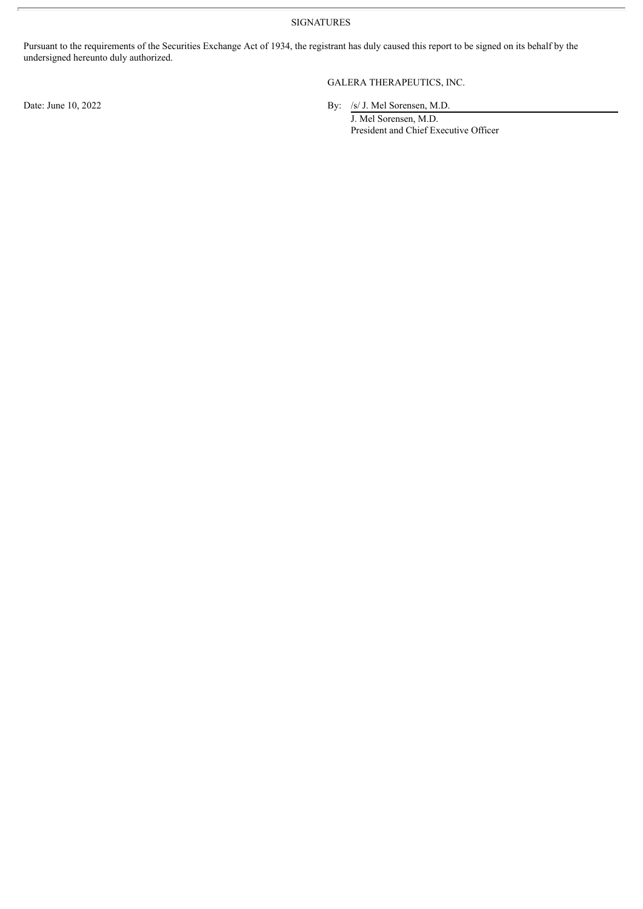SIGNATURES

Pursuant to the requirements of the Securities Exchange Act of 1934, the registrant has duly caused this report to be signed on its behalf by the undersigned hereunto duly authorized.

GALERA THERAPEUTICS, INC.

Date: June 10, 2022

By: /s/ J. Mel Sorensen, M.D.
J. Mel Sorensen, M.D.
President and Chief Executive Officer